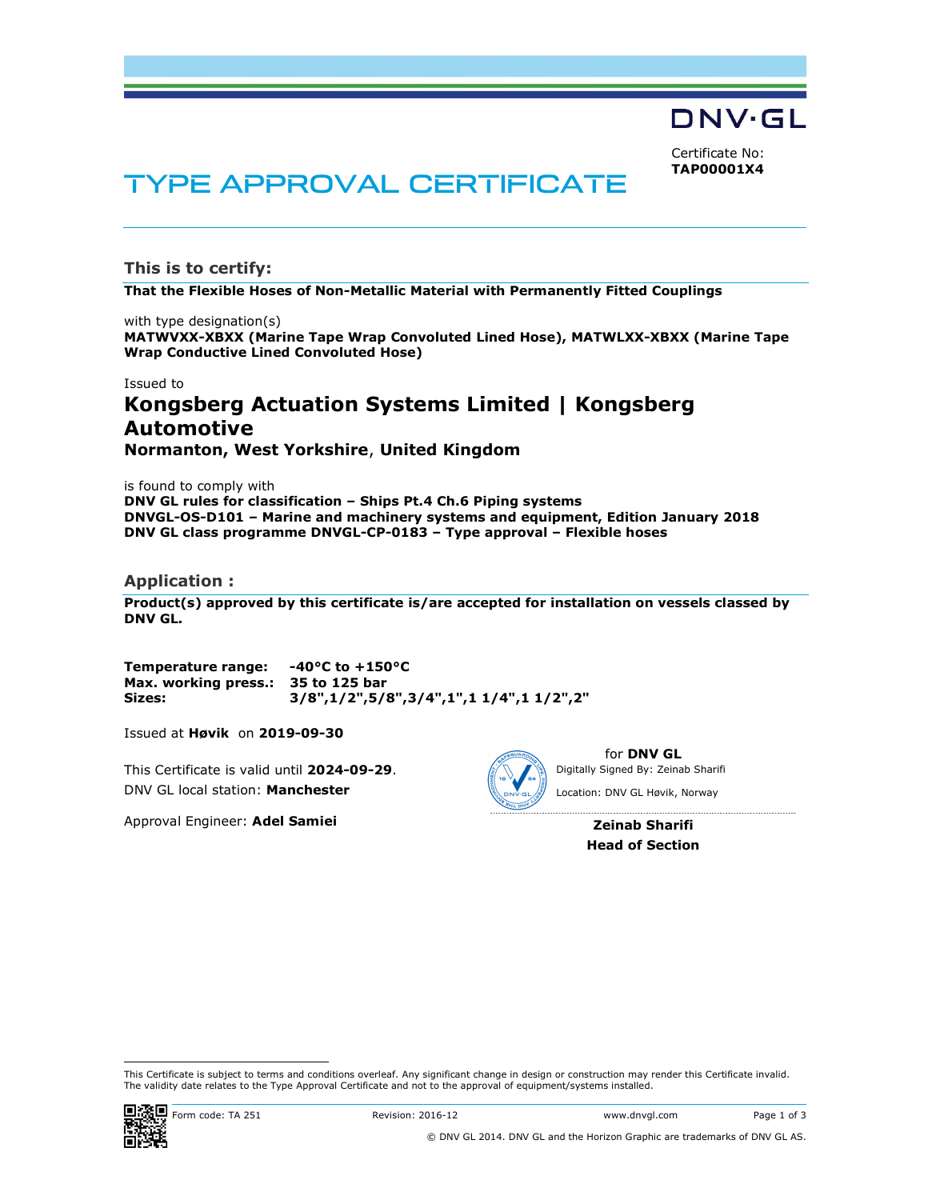DNV·GL

Certificate No:
**TAP00001X4**

# TYPE APPROVAL CERTIFICATE

## This is to certify:

**That the Flexible Hoses of Non-Metallic Material with Permanently Fitted Couplings**

with type designation(s)
**MATWVXX-XBXX (Marine Tape Wrap Convoluted Lined Hose), MATWLXX-XBXX (Marine Tape Wrap Conductive Lined Convoluted Hose)**

Issued to

# Kongsberg Actuation Systems Limited | Kongsberg Automotive

**Normanton, West Yorkshire, United Kingdom**

is found to comply with
**DNV GL rules for classification – Ships Pt.4 Ch.6 Piping systems**
**DNVGL-OS-D101 – Marine and machinery systems and equipment, Edition January 2018**
**DNV GL class programme DNVGL-CP-0183 – Type approval – Flexible hoses**

## Application :

**Product(s) approved by this certificate is/are accepted for installation on vessels classed by DNV GL.**

**Temperature range:** **-40°C to +150°C**
**Max. working press.:** **35 to 125 bar**
**Sizes:** **3/8",1/2",5/8",3/4",1",1 1/4",1 1/2",2"**

Issued at **Høvik** on **2019-09-30**

This Certificate is valid until **2024-09-29**.
DNV GL local station: **Manchester**

Approval Engineer: **Adel Samiei**

for **DNV GL**
Digitally Signed By: Zeinab Sharifi
Location: DNV GL Høvik, Norway

**Zeinab Sharifi**
**Head of Section**

This Certificate is subject to terms and conditions overleaf. Any significant change in design or construction may render this Certificate invalid.
The validity date relates to the Type Approval Certificate and not to the approval of equipment/systems installed.

Form code: TA 251 Revision: 2016-12 www.dnvgl.com

© DNV GL 2014. DNV GL and the Horizon Graphic are trademarks of DNV GL AS.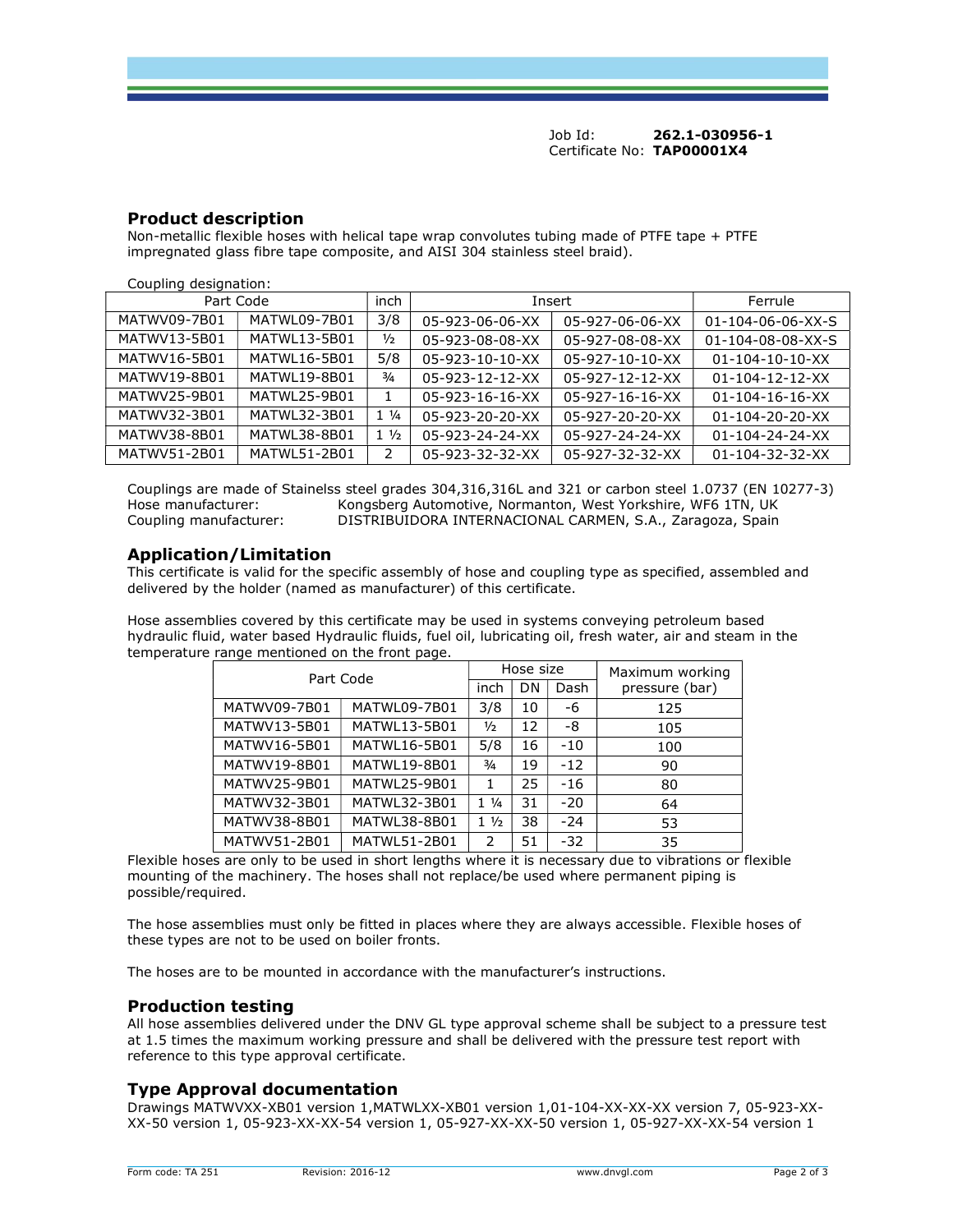Job Id: **262.1-030956-1**
Certificate No: **TAP00001X4**

## Product description

Non-metallic flexible hoses with helical tape wrap convolutes tubing made of PTFE tape + PTFE impregnated glass fibre tape composite, and AISI 304 stainless steel braid).

Coupling designation:

| Part Code | | inch | Insert | | Ferrule |
|---|---|---|---|---|---|
| MATWV09-7B01 | MATWL09-7B01 | 3/8 | 05-923-06-06-XX | 05-927-06-06-XX | 01-104-06-06-XX-S |
| MATWV13-5B01 | MATWL13-5B01 | ½ | 05-923-08-08-XX | 05-927-08-08-XX | 01-104-08-08-XX-S |
| MATWV16-5B01 | MATWL16-5B01 | 5/8 | 05-923-10-10-XX | 05-927-10-10-XX | 01-104-10-10-XX |
| MATWV19-8B01 | MATWL19-8B01 | ¾ | 05-923-12-12-XX | 05-927-12-12-XX | 01-104-12-12-XX |
| MATWV25-9B01 | MATWL25-9B01 | 1 | 05-923-16-16-XX | 05-927-16-16-XX | 01-104-16-16-XX |
| MATWV32-3B01 | MATWL32-3B01 | 1 ¼ | 05-923-20-20-XX | 05-927-20-20-XX | 01-104-20-20-XX |
| MATWV38-8B01 | MATWL38-8B01 | 1 ½ | 05-923-24-24-XX | 05-927-24-24-XX | 01-104-24-24-XX |
| MATWV51-2B01 | MATWL51-2B01 | 2 | 05-923-32-32-XX | 05-927-32-32-XX | 01-104-32-32-XX |

Couplings are made of Stainelss steel grades 304,316,316L and 321 or carbon steel 1.0737 (EN 10277-3)
Hose manufacturer: Kongsberg Automotive, Normanton, West Yorkshire, WF6 1TN, UK
Coupling manufacturer: DISTRIBUIDORA INTERNACIONAL CARMEN, S.A., Zaragoza, Spain

## Application/Limitation

This certificate is valid for the specific assembly of hose and coupling type as specified, assembled and delivered by the holder (named as manufacturer) of this certificate.

Hose assemblies covered by this certificate may be used in systems conveying petroleum based hydraulic fluid, water based Hydraulic fluids, fuel oil, lubricating oil, fresh water, air and steam in the temperature range mentioned on the front page.

| Part Code | | Hose size | | | Maximum working pressure (bar) |
|---|---|---|---|---|---|
| | | inch | DN | Dash | |
| MATWV09-7B01 | MATWL09-7B01 | 3/8 | 10 | -6 | 125 |
| MATWV13-5B01 | MATWL13-5B01 | ½ | 12 | -8 | 105 |
| MATWV16-5B01 | MATWL16-5B01 | 5/8 | 16 | -10 | 100 |
| MATWV19-8B01 | MATWL19-8B01 | ¾ | 19 | -12 | 90 |
| MATWV25-9B01 | MATWL25-9B01 | 1 | 25 | -16 | 80 |
| MATWV32-3B01 | MATWL32-3B01 | 1 ¼ | 31 | -20 | 64 |
| MATWV38-8B01 | MATWL38-8B01 | 1 ½ | 38 | -24 | 53 |
| MATWV51-2B01 | MATWL51-2B01 | 2 | 51 | -32 | 35 |

Flexible hoses are only to be used in short lengths where it is necessary due to vibrations or flexible mounting of the machinery. The hoses shall not replace/be used where permanent piping is possible/required.

The hose assemblies must only be fitted in places where they are always accessible. Flexible hoses of these types are not to be used on boiler fronts.

The hoses are to be mounted in accordance with the manufacturer's instructions.

## Production testing

All hose assemblies delivered under the DNV GL type approval scheme shall be subject to a pressure test at 1.5 times the maximum working pressure and shall be delivered with the pressure test report with reference to this type approval certificate.

## Type Approval documentation

Drawings MATWVXX-XB01 version 1,MATWLXX-XB01 version 1,01-104-XX-XX-XX version 7, 05-923-XX-XX-50 version 1, 05-923-XX-XX-54 version 1, 05-927-XX-XX-50 version 1, 05-927-XX-XX-54 version 1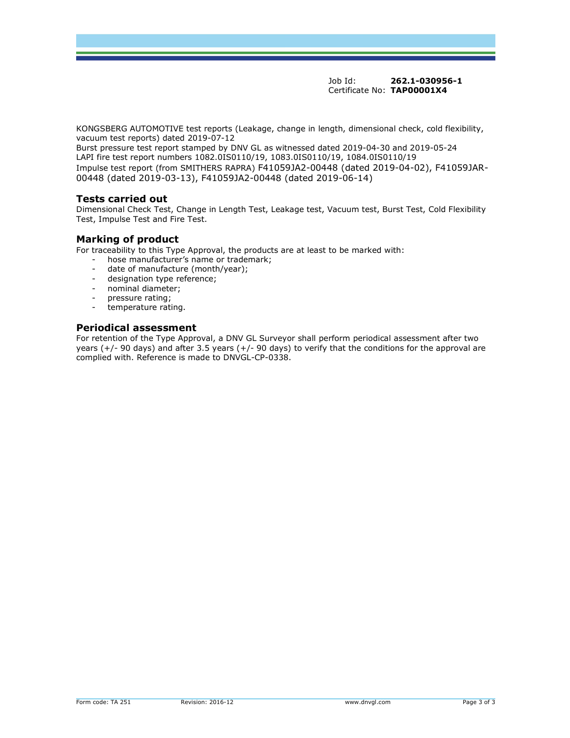Job Id: **262.1-030956-1**
Certificate No: **TAP00001X4**

KONGSBERG AUTOMOTIVE test reports (Leakage, change in length, dimensional check, cold flexibility, vacuum test reports) dated 2019-07-12
Burst pressure test report stamped by DNV GL as witnessed dated 2019-04-30 and 2019-05-24
LAPI fire test report numbers 1082.0IS0110/19, 1083.0IS0110/19, 1084.0IS0110/19
Impulse test report (from SMITHERS RAPRA) F41059JA2-00448 (dated 2019-04-02), F41059JAR-00448 (dated 2019-03-13), F41059JA2-00448 (dated 2019-06-14)

## Tests carried out

Dimensional Check Test, Change in Length Test, Leakage test, Vacuum test, Burst Test, Cold Flexibility Test, Impulse Test and Fire Test.

## Marking of product

For traceability to this Type Approval, the products are at least to be marked with:

- hose manufacturer's name or trademark;
- date of manufacture (month/year);
- designation type reference;
- nominal diameter;
- pressure rating;
- temperature rating.

## Periodical assessment

For retention of the Type Approval, a DNV GL Surveyor shall perform periodical assessment after two years (+/- 90 days) and after 3.5 years (+/- 90 days) to verify that the conditions for the approval are complied with. Reference is made to DNVGL-CP-0338.

Form code: TA 251 Revision: 2016-12 www.dnvgl.com